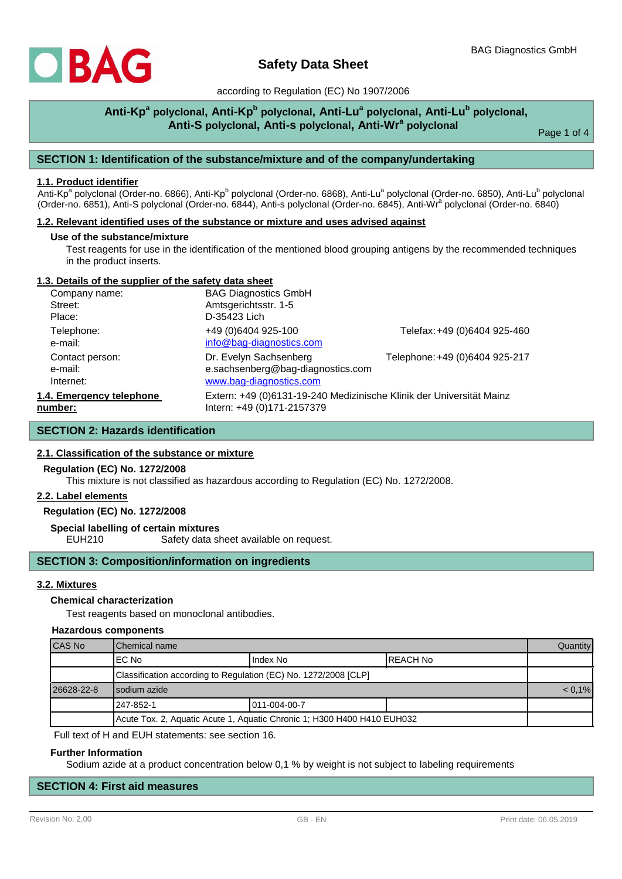# Safety Data Sheet

according to Regulation (EC) No 1907/2006

**Anti-Kp[a] polyclonal, Anti-Kp[b] polyclonal, Anti-Lu[a] polyclonal, Anti-Lu[b] polyclonal, Anti-S polyclonal, Anti-s polyclonal, Anti-Wr[a] polyclonal**

## SECTION 1: Identification of the substance/mixture and of the company/undertaking

### 1.1. Product identifier

Anti-Kp[a] polyclonal (Order-no. 6866), Anti-Kp[b] polyclonal (Order-no. 6868), Anti-Lu[a] polyclonal (Order-no. 6850), Anti-Lu[b] polyclonal (Order-no. 6851), Anti-S polyclonal (Order-no. 6844), Anti-s polyclonal (Order-no. 6845), Anti-Wr[a] polyclonal (Order-no. 6840)

### 1.2. Relevant identified uses of the substance or mixture and uses advised against

**Use of the substance/mixture**

Test reagents for use in the identification of the mentioned blood grouping antigens by the recommended techniques in the product inserts.

### 1.3. Details of the supplier of the safety data sheet

| | | |
|---|---|---|
| Company name: | BAG Diagnostics GmbH | |
| Street: | Amtsgerichtsstr. 1-5 | |
| Place: | D-35423 Lich | |
| Telephone: | +49 (0)6404 925-100 | Telefax: +49 (0)6404 925-460 |
| e-mail: | info@bag-diagnostics.com | |
| Contact person: | Dr. Evelyn Sachsenberg | Telephone: +49 (0)6404 925-217 |
| e-mail: | e.sachsenberg@bag-diagnostics.com | |
| Internet: | www.bag-diagnostics.com | |

### 1.4. Emergency telephone number:

Extern: +49 (0)6131-19-240 Medizinische Klinik der Universität Mainz
Intern: +49 (0)171-2157379

## SECTION 2: Hazards identification

### 2.1. Classification of the substance or mixture

**Regulation (EC) No. 1272/2008**

This mixture is not classified as hazardous according to Regulation (EC) No. 1272/2008.

### 2.2. Label elements

**Regulation (EC) No. 1272/2008**

**Special labelling of certain mixtures**

EUH210 Safety data sheet available on request.

## SECTION 3: Composition/information on ingredients

### 3.2. Mixtures

**Chemical characterization**

Test reagents based on monoclonal antibodies.

**Hazardous components**

| CAS No | Chemical name | | | Quantity |
|---|---|---|---|---|
| | EC No | Index No | REACH No | |
| | Classification according to Regulation (EC) No. 1272/2008 [CLP] | | | |
| 26628-22-8 | sodium azide | | | < 0,1% |
| | 247-852-1 | 011-004-00-7 | | |
| | Acute Tox. 2, Aquatic Acute 1, Aquatic Chronic 1; H300 H400 H410 EUH032 | | | |

Full text of H and EUH statements: see section 16.

**Further Information**

Sodium azide at a product concentration below 0,1 % by weight is not subject to labeling requirements

## SECTION 4: First aid measures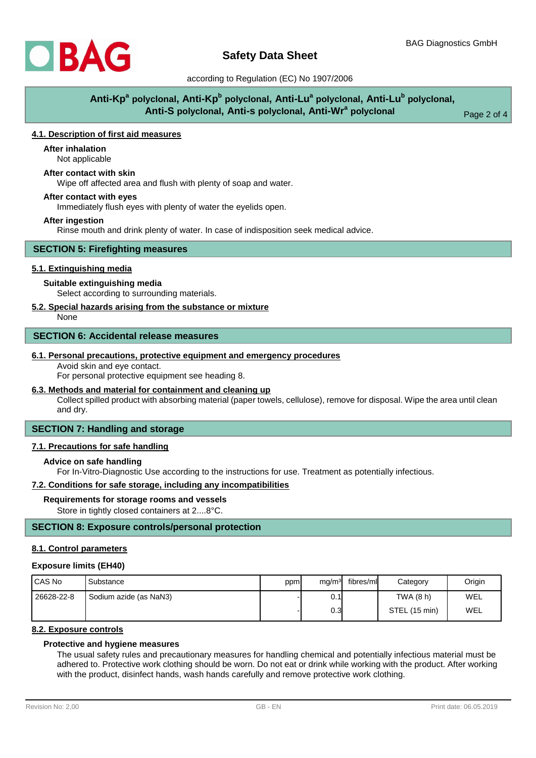### 4.1. Description of first aid measures

**After inhalation**

Not applicable

**After contact with skin**

Wipe off affected area and flush with plenty of soap and water.

**After contact with eyes**

Immediately flush eyes with plenty of water the eyelids open.

**After ingestion**

Rinse mouth and drink plenty of water. In case of indisposition seek medical advice.

## SECTION 5: Firefighting measures

### 5.1. Extinguishing media

**Suitable extinguishing media**

Select according to surrounding materials.

### 5.2. Special hazards arising from the substance or mixture

None

## SECTION 6: Accidental release measures

### 6.1. Personal precautions, protective equipment and emergency procedures

Avoid skin and eye contact.
For personal protective equipment see heading 8.

### 6.3. Methods and material for containment and cleaning up

Collect spilled product with absorbing material (paper towels, cellulose), remove for disposal. Wipe the area until clean and dry.

## SECTION 7: Handling and storage

### 7.1. Precautions for safe handling

**Advice on safe handling**

For In-Vitro-Diagnostic Use according to the instructions for use. Treatment as potentially infectious.

### 7.2. Conditions for safe storage, including any incompatibilities

**Requirements for storage rooms and vessels**

Store in tightly closed containers at 2....8°C.

## SECTION 8: Exposure controls/personal protection

### 8.1. Control parameters

**Exposure limits (EH40)**

| CAS No | Substance | ppm | mg/m³ | fibres/ml | Category | Origin |
|---|---|---|---|---|---|---|
| 26628-22-8 | Sodium azide (as NaN3) | - | 0.1 | | TWA (8 h) | WEL |
| | | - | 0.3 | | STEL (15 min) | WEL |

### 8.2. Exposure controls

**Protective and hygiene measures**

The usual safety rules and precautionary measures for handling chemical and potentially infectious material must be adhered to. Protective work clothing should be worn. Do not eat or drink while working with the product. After working with the product, disinfect hands, wash hands carefully and remove protective work clothing.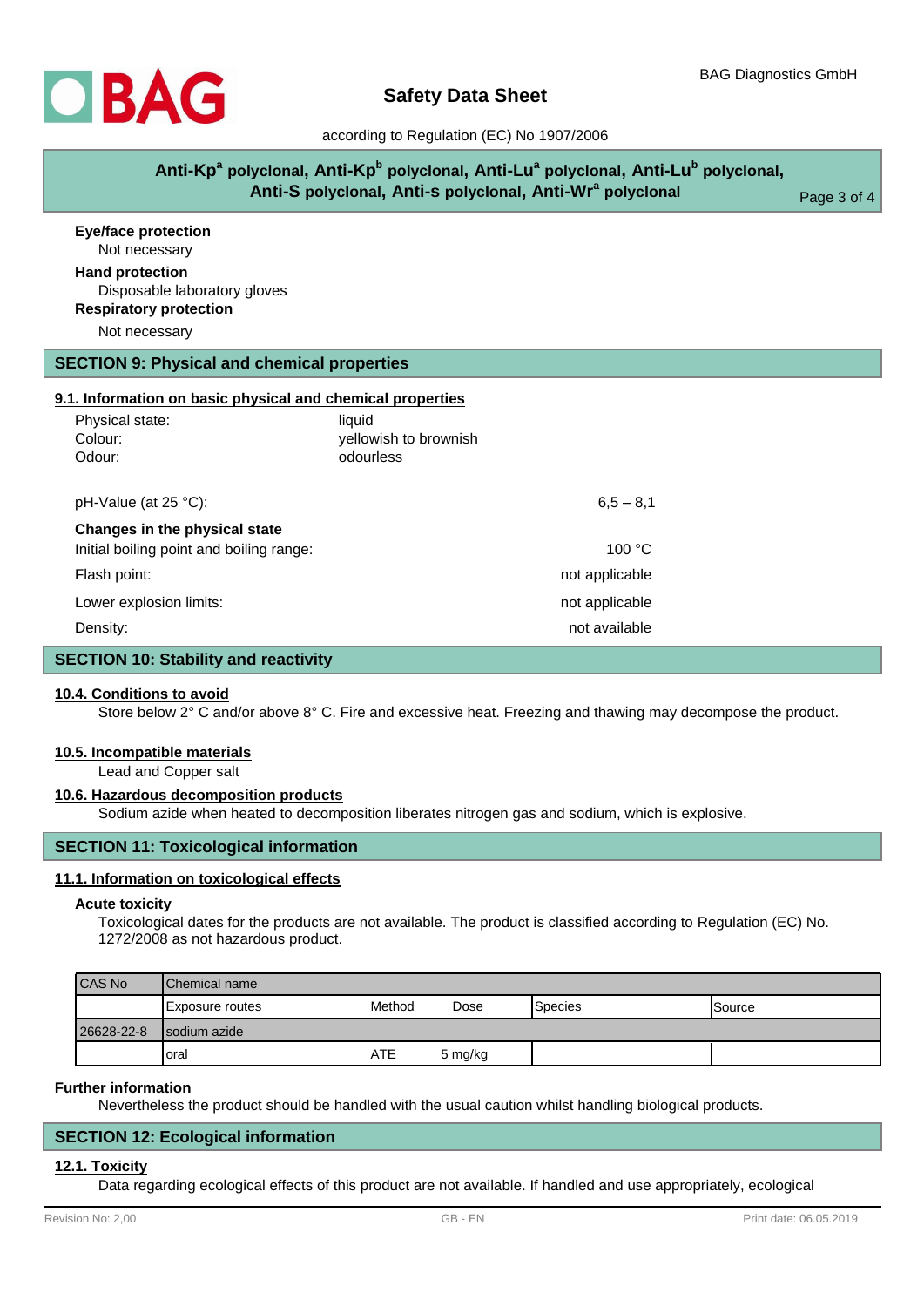**Eye/face protection**

Not necessary

**Hand protection**

Disposable laboratory gloves

**Respiratory protection**

Not necessary

## SECTION 9: Physical and chemical properties

### 9.1. Information on basic physical and chemical properties

| | |
|---|---|
| Physical state: | liquid |
| Colour: | yellowish to brownish |
| Odour: | odourless |

pH-Value (at 25 °C): 6,5 – 8,1

**Changes in the physical state**

| | |
|---|---|
| Initial boiling point and boiling range: | 100 °C |
| Flash point: | not applicable |
| Lower explosion limits: | not applicable |
| Density: | not available |

## SECTION 10: Stability and reactivity

### 10.4. Conditions to avoid

Store below 2° C and/or above 8° C. Fire and excessive heat. Freezing and thawing may decompose the product.

### 10.5. Incompatible materials

Lead and Copper salt

### 10.6. Hazardous decomposition products

Sodium azide when heated to decomposition liberates nitrogen gas and sodium, which is explosive.

## SECTION 11: Toxicological information

### 11.1. Information on toxicological effects

**Acute toxicity**

Toxicological dates for the products are not available. The product is classified according to Regulation (EC) No. 1272/2008 as not hazardous product.

| CAS No | Chemical name | | | | |
|---|---|---|---|---|---|
| | Exposure routes | Method | Dose | Species | Source |
| 26628-22-8 | sodium azide | | | | |
| | oral | ATE | 5 mg/kg | | |

**Further information**

Nevertheless the product should be handled with the usual caution whilst handling biological products.

## SECTION 12: Ecological information

### 12.1. Toxicity

Data regarding ecological effects of this product are not available. If handled and use appropriately, ecological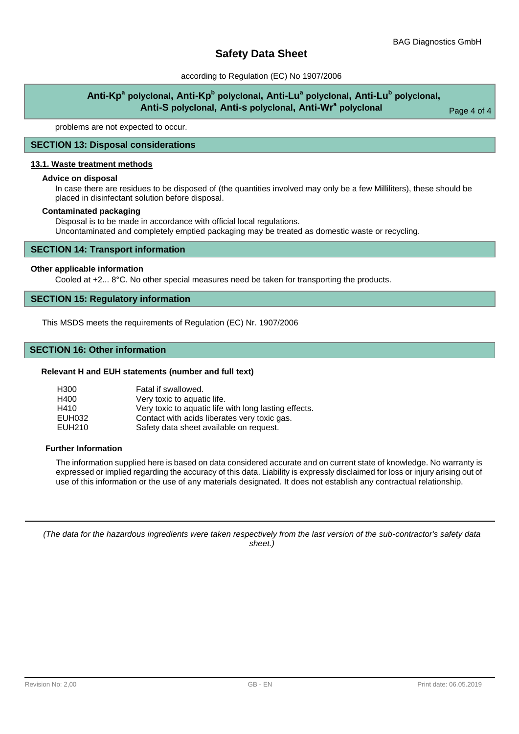problems are not expected to occur.

## SECTION 13: Disposal considerations

### 13.1. Waste treatment methods

**Advice on disposal**

In case there are residues to be disposed of (the quantities involved may only be a few Milliliters), these should be placed in disinfectant solution before disposal.

**Contaminated packaging**

Disposal is to be made in accordance with official local regulations.
Uncontaminated and completely emptied packaging may be treated as domestic waste or recycling.

## SECTION 14: Transport information

**Other applicable information**

Cooled at +2... 8°C. No other special measures need be taken for transporting the products.

## SECTION 15: Regulatory information

This MSDS meets the requirements of Regulation (EC) Nr. 1907/2006

## SECTION 16: Other information

**Relevant H and EUH statements (number and full text)**

| | |
|---|---|
| H300 | Fatal if swallowed. |
| H400 | Very toxic to aquatic life. |
| H410 | Very toxic to aquatic life with long lasting effects. |
| EUH032 | Contact with acids liberates very toxic gas. |
| EUH210 | Safety data sheet available on request. |

**Further Information**

The information supplied here is based on data considered accurate and on current state of knowledge. No warranty is expressed or implied regarding the accuracy of this data. Liability is expressly disclaimed for loss or injury arising out of use of this information or the use of any materials designated. It does not establish any contractual relationship.

---

*(The data for the hazardous ingredients were taken respectively from the last version of the sub-contractor's safety data sheet.)*